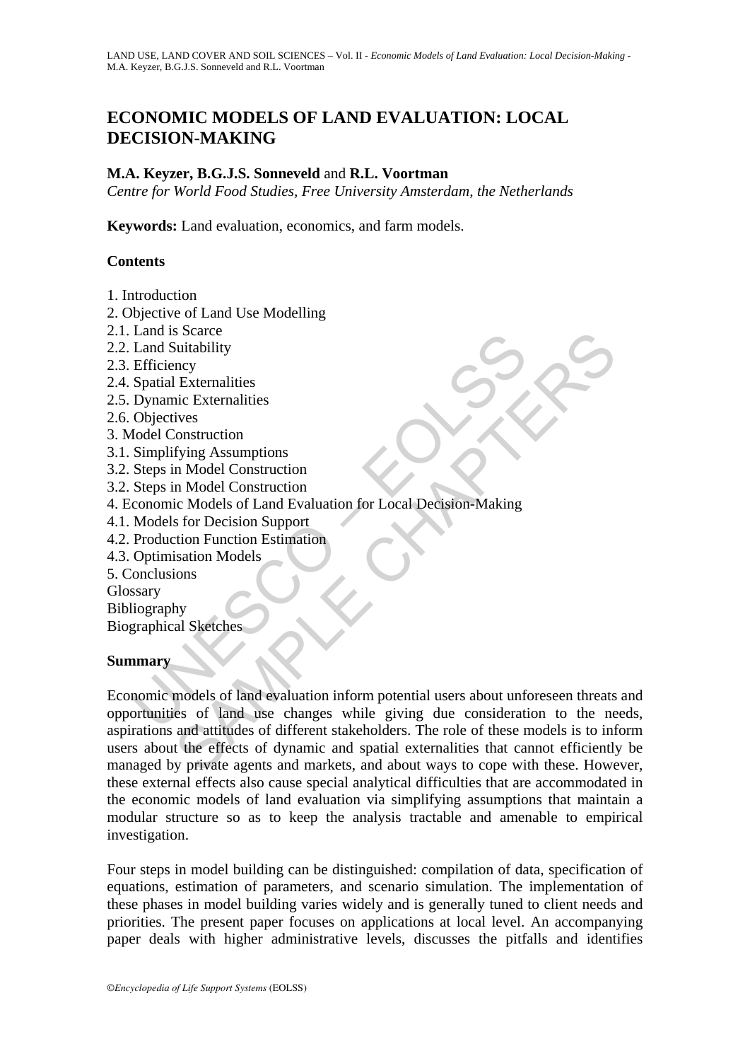# ECONOMIC MODELS OF LAND EVALUATION: LOCAL DECISION-MAKING

**M.A. Keyzer, B.G.J.S. Sonneveld** and **R.L. Voortman**

*Centre for World Food Studies, Free University Amsterdam, the Netherlands*

**Keywords:** Land evaluation, economics, and farm models.

## Contents

1. Introduction
2. Objective of Land Use Modelling
2.1. Land is Scarce
2.2. Land Suitability
2.3. Efficiency
2.4. Spatial Externalities
2.5. Dynamic Externalities
2.6. Objectives
3. Model Construction
3.1. Simplifying Assumptions
3.2. Steps in Model Construction
3.2. Steps in Model Construction
4. Economic Models of Land Evaluation for Local Decision-Making
4.1. Models for Decision Support
4.2. Production Function Estimation
4.3. Optimisation Models
5. Conclusions

Glossary

Bibliography

Biographical Sketches

## Summary

Economic models of land evaluation inform potential users about unforeseen threats and opportunities of land use changes while giving due consideration to the needs, aspirations and attitudes of different stakeholders. The role of these models is to inform users about the effects of dynamic and spatial externalities that cannot efficiently be managed by private agents and markets, and about ways to cope with these. However, these external effects also cause special analytical difficulties that are accommodated in the economic models of land evaluation via simplifying assumptions that maintain a modular structure so as to keep the analysis tractable and amenable to empirical investigation.

Four steps in model building can be distinguished: compilation of data, specification of equations, estimation of parameters, and scenario simulation. The implementation of these phases in model building varies widely and is generally tuned to client needs and priorities. The present paper focuses on applications at local level. An accompanying paper deals with higher administrative levels, discusses the pitfalls and identifies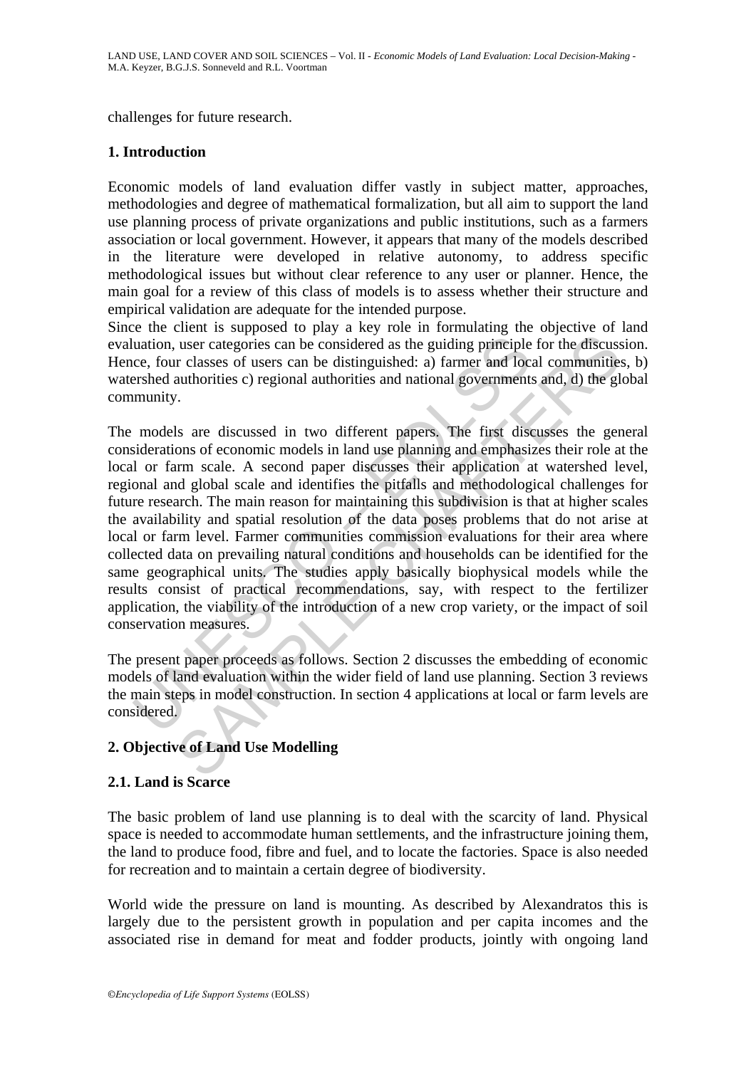challenges for future research.

## 1. Introduction

Economic models of land evaluation differ vastly in subject matter, approaches, methodologies and degree of mathematical formalization, but all aim to support the land use planning process of private organizations and public institutions, such as a farmers association or local government. However, it appears that many of the models described in the literature were developed in relative autonomy, to address specific methodological issues but without clear reference to any user or planner. Hence, the main goal for a review of this class of models is to assess whether their structure and empirical validation are adequate for the intended purpose.

Since the client is supposed to play a key role in formulating the objective of land evaluation, user categories can be considered as the guiding principle for the discussion. Hence, four classes of users can be distinguished: a) farmer and local communities, b) watershed authorities c) regional authorities and national governments and, d) the global community.

The models are discussed in two different papers. The first discusses the general considerations of economic models in land use planning and emphasizes their role at the local or farm scale. A second paper discusses their application at watershed level, regional and global scale and identifies the pitfalls and methodological challenges for future research. The main reason for maintaining this subdivision is that at higher scales the availability and spatial resolution of the data poses problems that do not arise at local or farm level. Farmer communities commission evaluations for their area where collected data on prevailing natural conditions and households can be identified for the same geographical units. The studies apply basically biophysical models while the results consist of practical recommendations, say, with respect to the fertilizer application, the viablity of the introduction of a new crop variety, or the impact of soil conservation measures.

The present paper proceeds as follows. Section 2 discusses the embedding of economic models of land evaluation within the wider field of land use planning. Section 3 reviews the main steps in model construction. In section 4 applications at local or farm levels are considered.

## 2. Objective of Land Use Modelling

### 2.1. Land is Scarce

The basic problem of land use planning is to deal with the scarcity of land. Physical space is needed to accommodate human settlements, and the infrastructure joining them, the land to produce food, fibre and fuel, and to locate the factories. Space is also needed for recreation and to maintain a certain degree of biodiversity.

World wide the pressure on land is mounting. As described by Alexandratos this is largely due to the persistent growth in population and per capita incomes and the associated rise in demand for meat and fodder products, jointly with ongoing land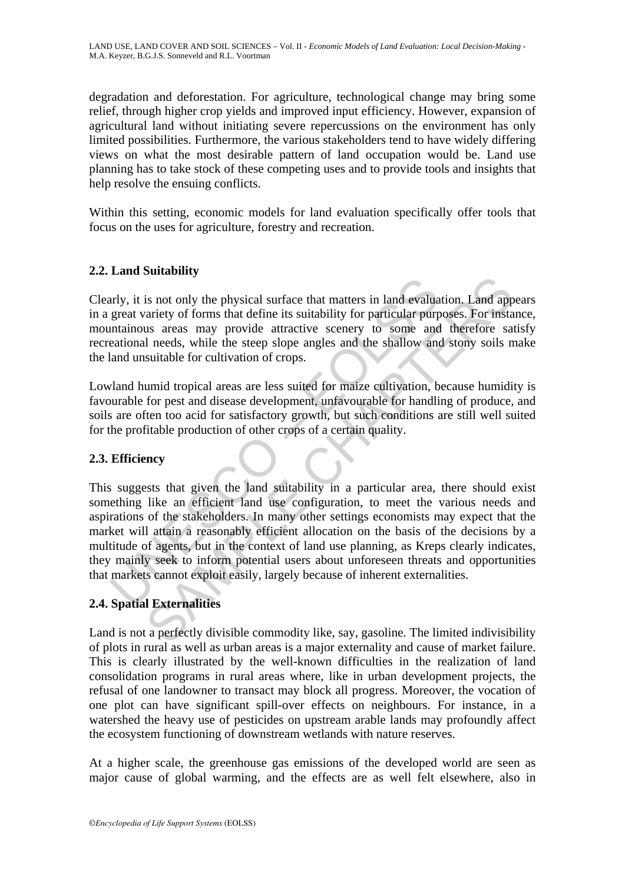degradation and deforestation. For agriculture, technological change may bring some relief, through higher crop yields and improved input efficiency. However, expansion of agricultural land without initiating severe repercussions on the environment has only limited possibilities. Furthermore, the various stakeholders tend to have widely differing views on what the most desirable pattern of land occupation would be. Land use planning has to take stock of these competing uses and to provide tools and insights that help resolve the ensuing conflicts.

Within this setting, economic models for land evaluation specifically offer tools that focus on the uses for agriculture, forestry and recreation.

## 2.2. Land Suitability

Clearly, it is not only the physical surface that matters in land evaluation. Land appears in a great variety of forms that define its suitability for particular purposes. For instance, mountainous areas may provide attractive scenery to some and therefore satisfy recreational needs, while the steep slope angles and the shallow and stony soils make the land unsuitable for cultivation of crops.

Lowland humid tropical areas are less suited for maize cultivation, because humidity is favourable for pest and disease development, unfavourable for handling of produce, and soils are often too acid for satisfactory growth, but such conditions are still well suited for the profitable production of other crops of a certain quality.

## 2.3. Efficiency

This suggests that given the land suitability in a particular area, there should exist something like an efficient land use configuration, to meet the various needs and aspirations of the stakeholders. In many other settings economists may expect that the market will attain a reasonably efficient allocation on the basis of the decisions by a multitude of agents, but in the context of land use planning, as Kreps clearly indicates, they mainly seek to inform potential users about unforeseen threats and opportunities that markets cannot exploit easily, largely because of inherent externalities.

## 2.4. Spatial Externalities

Land is not a perfectly divisible commodity like, say, gasoline. The limited indivisibility of plots in rural as well as urban areas is a major externality and cause of market failure. This is clearly illustrated by the well-known difficulties in the realization of land consolidation programs in rural areas where, like in urban development projects, the refusal of one landowner to transact may block all progress. Moreover, the vocation of one plot can have significant spill-over effects on neighbours. For instance, in a watershed the heavy use of pesticides on upstream arable lands may profoundly affect the ecosystem functioning of downstream wetlands with nature reserves.

At a higher scale, the greenhouse gas emissions of the developed world are seen as major cause of global warming, and the effects are as well felt elsewhere, also in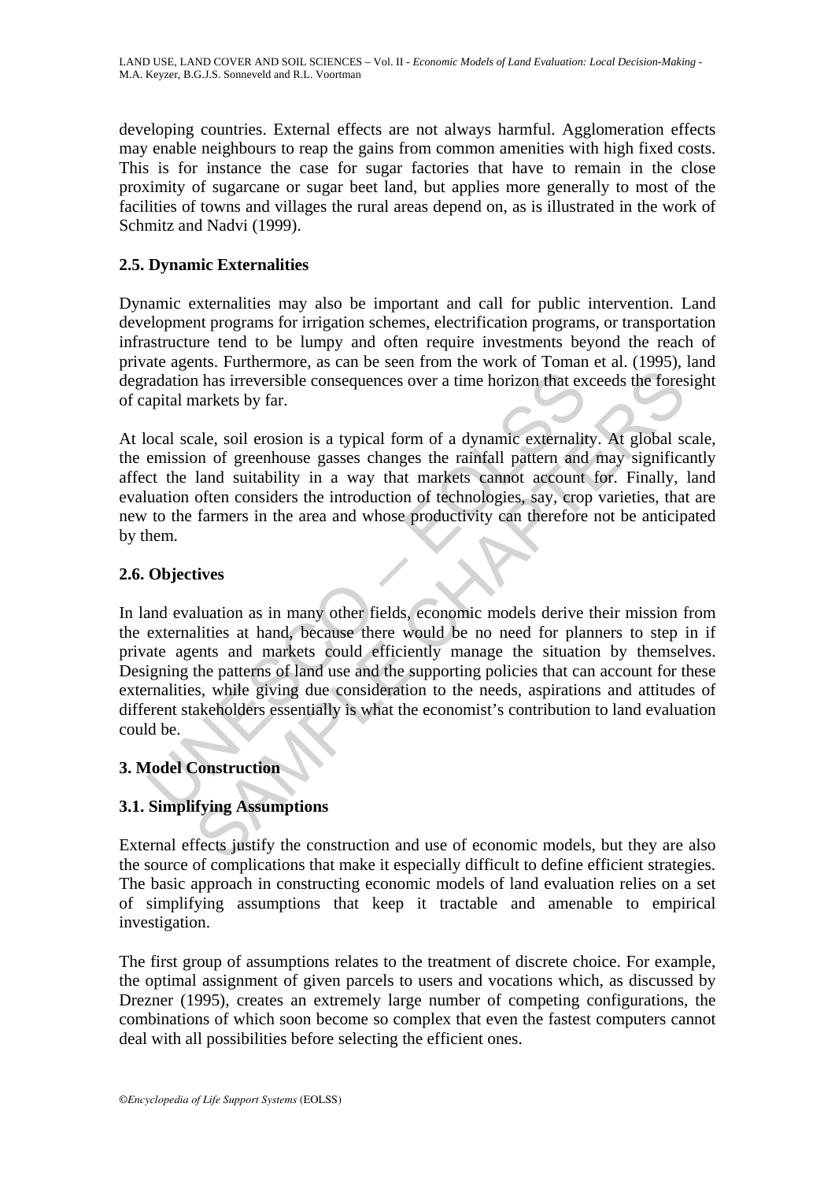developing countries. External effects are not always harmful. Agglomeration effects may enable neighbours to reap the gains from common amenities with high fixed costs. This is for instance the case for sugar factories that have to remain in the close proximity of sugarcane or sugar beet land, but applies more generally to most of the facilities of towns and villages the rural areas depend on, as is illustrated in the work of Schmitz and Nadvi (1999).

## 2.5. Dynamic Externalities

Dynamic externalities may also be important and call for public intervention. Land development programs for irrigation schemes, electrification programs, or transportation infrastructure tend to be lumpy and often require investments beyond the reach of private agents. Furthermore, as can be seen from the work of Toman et al. (1995), land degradation has irreversible consequences over a time horizon that exceeds the foresight of capital markets by far.

At local scale, soil erosion is a typical form of a dynamic externality. At global scale, the emission of greenhouse gasses changes the rainfall pattern and may significantly affect the land suitability in a way that markets cannot account for. Finally, land evaluation often considers the introduction of technologies, say, crop varieties, that are new to the farmers in the area and whose productivity can therefore not be anticipated by them.

## 2.6. Objectives

In land evaluation as in many other fields, economic models derive their mission from the externalities at hand, because there would be no need for planners to step in if private agents and markets could efficiently manage the situation by themselves. Designing the patterns of land use and the supporting policies that can account for these externalities, while giving due consideration to the needs, aspirations and attitudes of different stakeholders essentially is what the economist's contribution to land evaluation could be.

# 3. Model Construction

## 3.1. Simplifying Assumptions

External effects justify the construction and use of economic models, but they are also the source of complications that make it especially difficult to define efficient strategies. The basic approach in constructing economic models of land evaluation relies on a set of simplifying assumptions that keep it tractable and amenable to empirical investigation.

The first group of assumptions relates to the treatment of discrete choice. For example, the optimal assignment of given parcels to users and vocations which, as discussed by Drezner (1995), creates an extremely large number of competing configurations, the combinations of which soon become so complex that even the fastest computers cannot deal with all possibilities before selecting the efficient ones.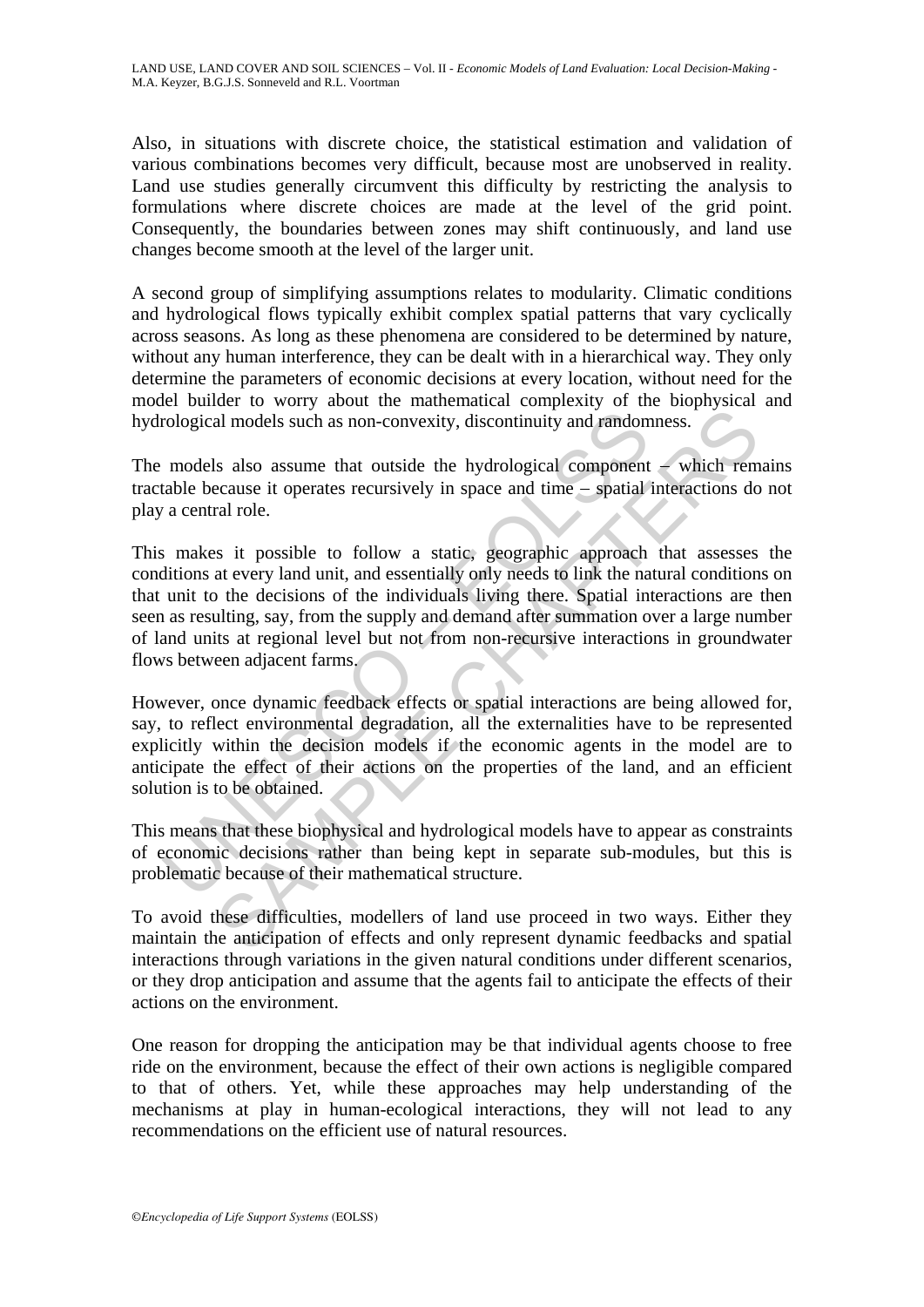Also, in situations with discrete choice, the statistical estimation and validation of various combinations becomes very difficult, because most are unobserved in reality. Land use studies generally circumvent this difficulty by restricting the analysis to formulations where discrete choices are made at the level of the grid point. Consequently, the boundaries between zones may shift continuously, and land use changes become smooth at the level of the larger unit.

A second group of simplifying assumptions relates to modularity. Climatic conditions and hydrological flows typically exhibit complex spatial patterns that vary cyclically across seasons. As long as these phenomena are considered to be determined by nature, without any human interference, they can be dealt with in a hierarchical way. They only determine the parameters of economic decisions at every location, without need for the model builder to worry about the mathematical complexity of the biophysical and hydrological models such as non-convexity, discontinuity and randomness.

The models also assume that outside the hydrological component – which remains tractable because it operates recursively in space and time – spatial interactions do not play a central role.

This makes it possible to follow a static, geographic approach that assesses the conditions at every land unit, and essentially only needs to link the natural conditions on that unit to the decisions of the individuals living there. Spatial interactions are then seen as resulting, say, from the supply and demand after summation over a large number of land units at regional level but not from non-recursive interactions in groundwater flows between adjacent farms.

However, once dynamic feedback effects or spatial interactions are being allowed for, say, to reflect environmental degradation, all the externalities have to be represented explicitly within the decision models if the economic agents in the model are to anticipate the effect of their actions on the properties of the land, and an efficient solution is to be obtained.

This means that these biophysical and hydrological models have to appear as constraints of economic decisions rather than being kept in separate sub-modules, but this is problematic because of their mathematical structure.

To avoid these difficulties, modellers of land use proceed in two ways. Either they maintain the anticipation of effects and only represent dynamic feedbacks and spatial interactions through variations in the given natural conditions under different scenarios, or they drop anticipation and assume that the agents fail to anticipate the effects of their actions on the environment.

One reason for dropping the anticipation may be that individual agents choose to free ride on the environment, because the effect of their own actions is negligible compared to that of others. Yet, while these approaches may help understanding of the mechanisms at play in human-ecological interactions, they will not lead to any recommendations on the efficient use of natural resources.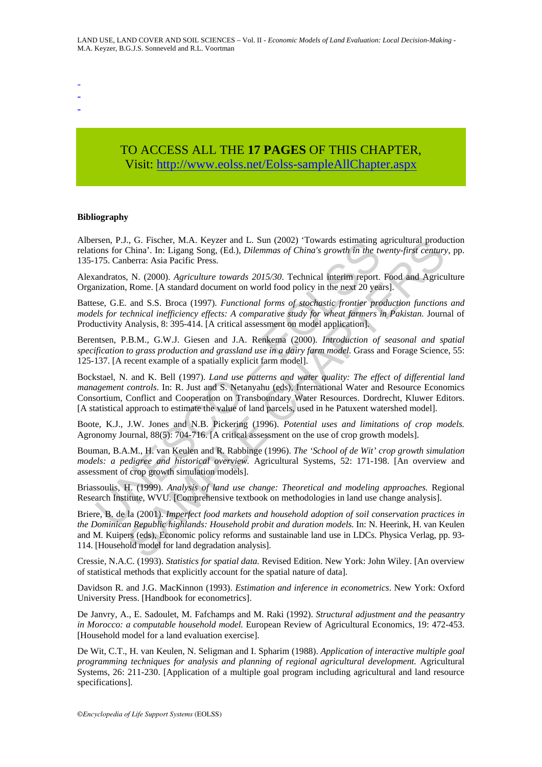-
-
-

TO ACCESS ALL THE **17 PAGES** OF THIS CHAPTER,
Visit: http://www.eolss.net/Eolss-sampleAllChapter.aspx

**Bibliography**

Albersen, P.J., G. Fischer, M.A. Keyzer and L. Sun (2002) 'Towards estimating agricultural production relations for China'. In: Ligang Song, (Ed.), *Dilemmas of China's growth in the twenty-first century*, pp. 135-175. Canberra: Asia Pacific Press.

Alexandratos, N. (2000). *Agriculture towards 2015/30*. Technical interim report. Food and Agriculture Organization, Rome. [A standard document on world food policy in the next 20 years].

Battese, G.E. and S.S. Broca (1997). *Functional forms of stochastic frontier production functions and models for technical inefficiency effects: A comparative study for wheat farmers in Pakistan.* Journal of Productivity Analysis, 8: 395-414. [A critical assessment on model application].

Berentsen, P.B.M., G.W.J. Giesen and J.A. Renkema (2000). *Introduction of seasonal and spatial specification to grass production and grassland use in a dairy farm model.* Grass and Forage Science, 55: 125-137. [A recent example of a spatially explicit farm model].

Bockstael, N. and K. Bell (1997). *Land use patterns and water quality: The effect of differential land management controls.* In: R. Just and S. Netanyahu (eds), International Water and Resource Economics Consortium, Conflict and Cooperation on Transboundary Water Resources. Dordrecht, Kluwer Editors. [A statistical approach to estimate the value of land parcels, used in he Patuxent watershed model].

Boote, K.J., J.W. Jones and N.B. Pickering (1996). *Potential uses and limitations of crop models.* Agronomy Journal, 88(5): 704-716. [A critical assessment on the use of crop growth models].

Bouman, B.A.M., H. van Keulen and R. Rabbinge (1996). *The 'School of de Wit' crop growth simulation models: a pedigree and historical overview.* Agricultural Systems, 52: 171-198. [An overview and assessment of crop growth simulation models].

Briassoulis, H. (1999). *Analysis of land use change: Theoretical and modeling approaches.* Regional Research Institute, WVU. [Comprehensive textbook on methodologies in land use change analysis].

Briere, B. de la (2001). *Imperfect food markets and household adoption of soil conservation practices in the Dominican Republic highlands: Household probit and duration models.* In: N. Heerink, H. van Keulen and M. Kuipers (eds), Economic policy reforms and sustainable land use in LDCs. Physica Verlag, pp. 93-114. [Household model for land degradation analysis].

Cressie, N.A.C. (1993). *Statistics for spatial data.* Revised Edition. New York: John Wiley. [An overview of statistical methods that explicitly account for the spatial nature of data].

Davidson R. and J.G. MacKinnon (1993). *Estimation and inference in econometrics*. New York: Oxford University Press. [Handbook for econometrics].

De Janvry, A., E. Sadoulet, M. Fafchamps and M. Raki (1992). *Structural adjustment and the peasantry in Morocco: a computable household model.* European Review of Agricultural Economics, 19: 472-453. [Household model for a land evaluation exercise].

De Wit, C.T., H. van Keulen, N. Seligman and I. Spharim (1988). *Application of interactive multiple goal programming techniques for analysis and planning of regional agricultural development.* Agricultural Systems, 26: 211-230. [Application of a multiple goal program including agricultural and land resource specifications].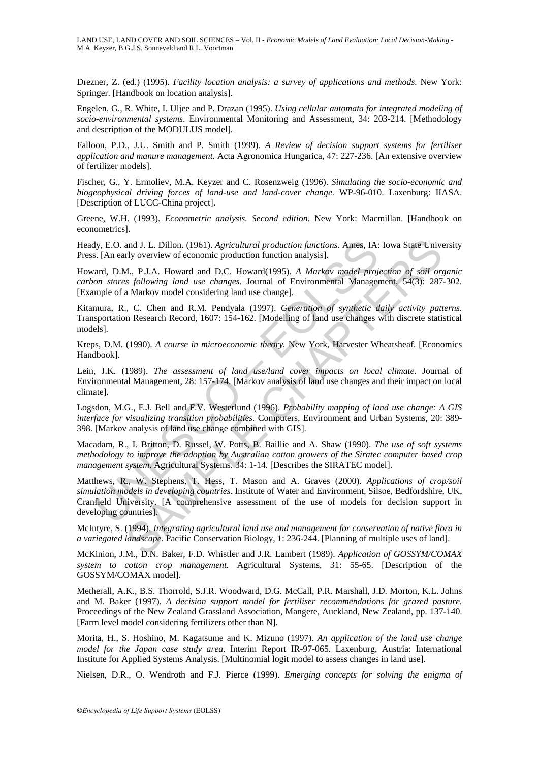Drezner, Z. (ed.) (1995). *Facility location analysis: a survey of applications and methods.* New York: Springer. [Handbook on location analysis].

Engelen, G., R. White, I. Uljee and P. Drazan (1995). *Using cellular automata for integrated modeling of socio-environmental systems*. Environmental Monitoring and Assessment, 34: 203-214. [Methodology and description of the MODULUS model].

Falloon, P.D., J.U. Smith and P. Smith (1999). *A Review of decision support systems for fertiliser application and manure management.* Acta Agronomica Hungarica, 47: 227-236. [An extensive overview of fertilizer models].

Fischer, G., Y. Ermoliev, M.A. Keyzer and C. Rosenzweig (1996). *Simulating the socio-economic and biogeophysical driving forces of land-use and land-cover change*. WP-96-010. Laxenburg: IIASA. [Description of LUCC-China project].

Greene, W.H. (1993). *Econometric analysis. Second edition*. New York: Macmillan. [Handbook on econometrics].

Heady, E.O. and J. L. Dillon. (1961). *Agricultural production functions*. Ames, IA: Iowa State University Press. [An early overview of economic production function analysis].

Howard, D.M., P.J.A. Howard and D.C. Howard(1995). *A Markov model projection of soil organic carbon stores following land use changes.* Journal of Environmental Management, 54(3): 287-302. [Example of a Markov model considering land use change].

Kitamura, R., C. Chen and R.M. Pendyala (1997). *Generation of synthetic daily activity patterns.* Transportation Research Record, 1607: 154-162. [Modelling of land use changes with discrete statistical models].

Kreps, D.M. (1990). *A course in microeconomic theory.* New York, Harvester Wheatsheaf. [Economics Handbook].

Lein, J.K. (1989). *The assessment of land use/land cover impacts on local climate*. Journal of Environmental Management, 28: 157-174. [Markov analysis of land use changes and their impact on local climate].

Logsdon, M.G., E.J. Bell and F.V. Westerlund (1996). *Probability mapping of land use change: A GIS interface for visualizing transition probabilities.* Computers, Environment and Urban Systems, 20: 389-398. [Markov analysis of land use change combined with GIS].

Macadam, R., I. Britton, D. Russel, W. Potts, B. Baillie and A. Shaw (1990). *The use of soft systems methodology to improve the adoption by Australian cotton growers of the Siratec computer based crop management system.* Agricultural Systems. 34: 1-14. [Describes the SIRATEC model].

Matthews, R., W. Stephens, T. Hess, T. Mason and A. Graves (2000). *Applications of crop/soil simulation models in developing countries*. Institute of Water and Environment, Silsoe, Bedfordshire, UK, Cranfield University. [A comprehensive assessment of the use of models for decision support in developing countries].

McIntyre, S. (1994). *Integrating agricultural land use and management for conservation of native flora in a variegated landscape*. Pacific Conservation Biology, 1: 236-244. [Planning of multiple uses of land].

McKinion, J.M., D.N. Baker, F.D. Whistler and J.R. Lambert (1989). *Application of GOSSYM/COMAX system to cotton crop management.* Agricultural Systems, 31: 55-65. [Description of the GOSSYM/COMAX model].

Metherall, A.K., B.S. Thorrold, S.J.R. Woodward, D.G. McCall, P.R. Marshall, J.D. Morton, K.L. Johns and M. Baker (1997). *A decision support model for fertiliser recommendations for grazed pasture.* Proceedings of the New Zealand Grassland Association, Mangere, Auckland, New Zealand, pp. 137-140. [Farm level model considering fertilizers other than N].

Morita, H., S. Hoshino, M. Kagatsume and K. Mizuno (1997). *An application of the land use change model for the Japan case study area.* Interim Report IR-97-065. Laxenburg, Austria: International Institute for Applied Systems Analysis. [Multinomial logit model to assess changes in land use].

Nielsen, D.R., O. Wendroth and F.J. Pierce (1999). *Emerging concepts for solving the enigma of*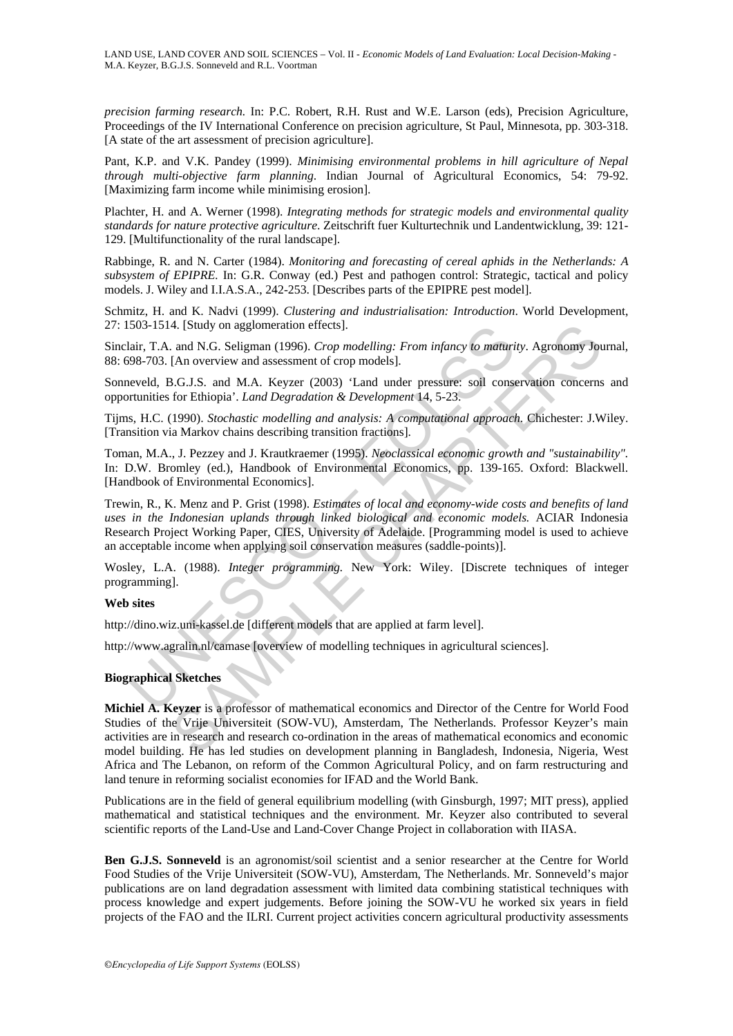*precision farming research.* In: P.C. Robert, R.H. Rust and W.E. Larson (eds), Precision Agriculture, Proceedings of the IV International Conference on precision agriculture, St Paul, Minnesota, pp. 303-318. [A state of the art assessment of precision agriculture].

Pant, K.P. and V.K. Pandey (1999). *Minimising environmental problems in hill agriculture of Nepal through multi-objective farm planning.* Indian Journal of Agricultural Economics, 54: 79-92. [Maximizing farm income while minimising erosion].

Plachter, H. and A. Werner (1998). *Integrating methods for strategic models and environmental quality standards for nature protective agriculture.* Zeitschrift fuer Kulturtechnik und Landentwicklung, 39: 121-129. [Multifunctionality of the rural landscape].

Rabbinge, R. and N. Carter (1984). *Monitoring and forecasting of cereal aphids in the Netherlands: A subsystem of EPIPRE.* In: G.R. Conway (ed.) Pest and pathogen control: Strategic, tactical and policy models. J. Wiley and I.I.A.S.A., 242-253. [Describes parts of the EPIPRE pest model].

Schmitz, H. and K. Nadvi (1999). *Clustering and industrialisation: Introduction*. World Development, 27: 1503-1514. [Study on agglomeration effects].

Sinclair, T.A. and N.G. Seligman (1996). *Crop modelling: From infancy to maturity*. Agronomy Journal, 88: 698-703. [An overview and assessment of crop models].

Sonneveld, B.G.J.S. and M.A. Keyzer (2003) 'Land under pressure: soil conservation concerns and opportunities for Ethiopia'. *Land Degradation & Development* 14, 5-23.

Tijms, H.C. (1990). *Stochastic modelling and analysis: A computational approach.* Chichester: J.Wiley. [Transition via Markov chains describing transition fractions].

Toman, M.A., J. Pezzey and J. Krautkraemer (1995). *Neoclassical economic growth and "sustainability"*. In: D.W. Bromley (ed.), Handbook of Environmental Economics, pp. 139-165. Oxford: Blackwell. [Handbook of Environmental Economics].

Trewin, R., K. Menz and P. Grist (1998). *Estimates of local and economy-wide costs and benefits of land uses in the Indonesian uplands through linked biological and economic models.* ACIAR Indonesia Research Project Working Paper, CIES, University of Adelaide. [Programming model is used to achieve an acceptable income when applying soil conservation measures (saddle-points)].

Wosley, L.A. (1988). *Integer programming.* New York: Wiley. [Discrete techniques of integer programming].

**Web sites**

http://dino.wiz.uni-kassel.de [different models that are applied at farm level].

http://www.agralin.nl/camase [overview of modelling techniques in agricultural sciences].

**Biographical Sketches**

**Michiel A. Keyzer** is a professor of mathematical economics and Director of the Centre for World Food Studies of the Vrije Universiteit (SOW-VU), Amsterdam, The Netherlands. Professor Keyzer's main activities are in research and research co-ordination in the areas of mathematical economics and economic model building. He has led studies on development planning in Bangladesh, Indonesia, Nigeria, West Africa and The Lebanon, on reform of the Common Agricultural Policy, and on farm restructuring and land tenure in reforming socialist economies for IFAD and the World Bank.

Publications are in the field of general equilibrium modelling (with Ginsburgh, 1997; MIT press), applied mathematical and statistical techniques and the environment. Mr. Keyzer also contributed to several scientific reports of the Land-Use and Land-Cover Change Project in collaboration with IIASA.

**Ben G.J.S. Sonneveld** is an agronomist/soil scientist and a senior researcher at the Centre for World Food Studies of the Vrije Universiteit (SOW-VU), Amsterdam, The Netherlands. Mr. Sonneveld's major publications are on land degradation assessment with limited data combining statistical techniques with process knowledge and expert judgements. Before joining the SOW-VU he worked six years in field projects of the FAO and the ILRI. Current project activities concern agricultural productivity assessments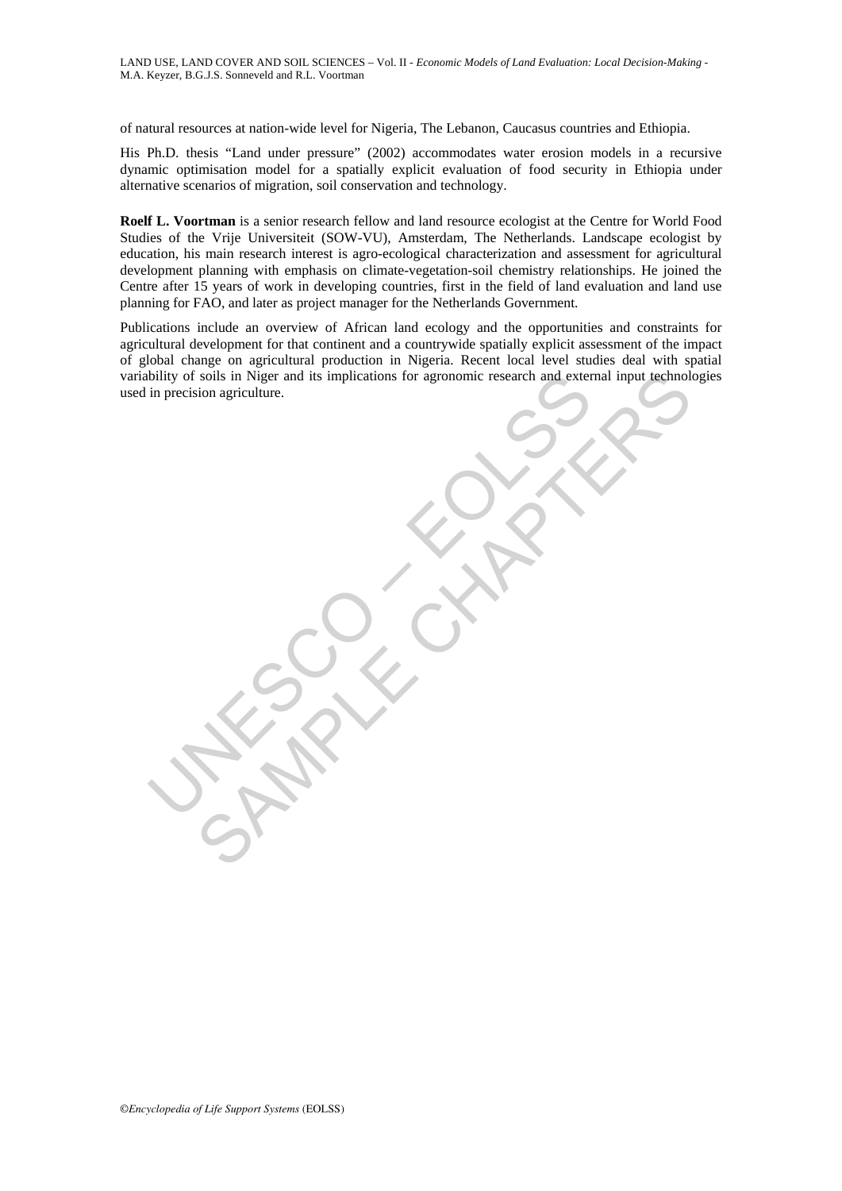of natural resources at nation-wide level for Nigeria, The Lebanon, Caucasus countries and Ethiopia.

His Ph.D. thesis "Land under pressure" (2002) accommodates water erosion models in a recursive dynamic optimisation model for a spatially explicit evaluation of food security in Ethiopia under alternative scenarios of migration, soil conservation and technology.

**Roelf L. Voortman** is a senior research fellow and land resource ecologist at the Centre for World Food Studies of the Vrije Universiteit (SOW-VU), Amsterdam, The Netherlands. Landscape ecologist by education, his main research interest is agro-ecological characterization and assessment for agricultural development planning with emphasis on climate-vegetation-soil chemistry relationships. He joined the Centre after 15 years of work in developing countries, first in the field of land evaluation and land use planning for FAO, and later as project manager for the Netherlands Government.

Publications include an overview of African land ecology and the opportunities and constraints for agricultural development for that continent and a countrywide spatially explicit assessment of the impact of global change on agricultural production in Nigeria. Recent local level studies deal with spatial variability of soils in Niger and its implications for agronomic research and external input technologies used in precision agriculture.